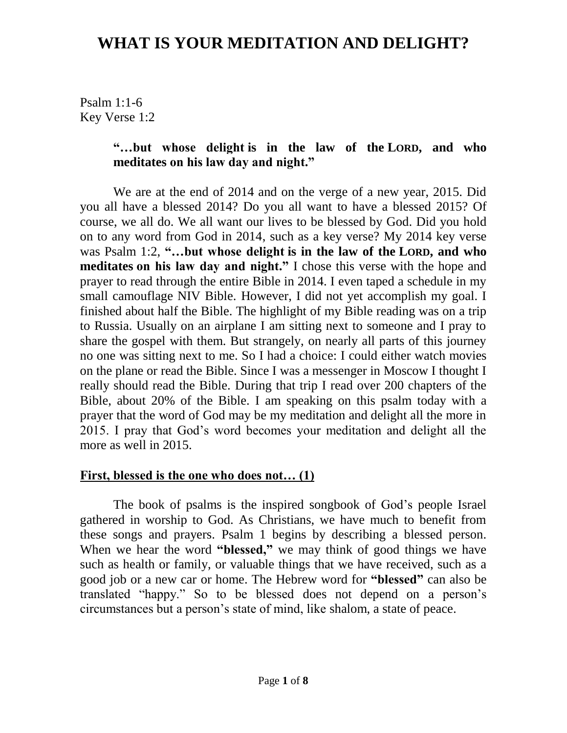# WHAT IS YOUR MEDITATION AND DELIGHT?

Psalm 1:1-6
Key Verse 1:2

> **"…but whose delight is in the law of the LORD, and who meditates on his law day and night."**

We are at the end of 2014 and on the verge of a new year, 2015. Did you all have a blessed 2014? Do you all want to have a blessed 2015? Of course, we all do. We all want our lives to be blessed by God. Did you hold on to any word from God in 2014, such as a key verse? My 2014 key verse was Psalm 1:2, **"…but whose delight is in the law of the LORD, and who meditates on his law day and night."** I chose this verse with the hope and prayer to read through the entire Bible in 2014. I even taped a schedule in my small camouflage NIV Bible. However, I did not yet accomplish my goal. I finished about half the Bible. The highlight of my Bible reading was on a trip to Russia. Usually on an airplane I am sitting next to someone and I pray to share the gospel with them. But strangely, on nearly all parts of this journey no one was sitting next to me. So I had a choice: I could either watch movies on the plane or read the Bible. Since I was a messenger in Moscow I thought I really should read the Bible. During that trip I read over 200 chapters of the Bible, about 20% of the Bible. I am speaking on this psalm today with a prayer that the word of God may be my meditation and delight all the more in 2015. I pray that God's word becomes your meditation and delight all the more as well in 2015.

## First, blessed is the one who does not… (1)

The book of psalms is the inspired songbook of God's people Israel gathered in worship to God. As Christians, we have much to benefit from these songs and prayers. Psalm 1 begins by describing a blessed person. When we hear the word **"blessed,"** we may think of good things we have such as health or family, or valuable things that we have received, such as a good job or a new car or home. The Hebrew word for **"blessed"** can also be translated "happy." So to be blessed does not depend on a person's circumstances but a person's state of mind, like shalom, a state of peace.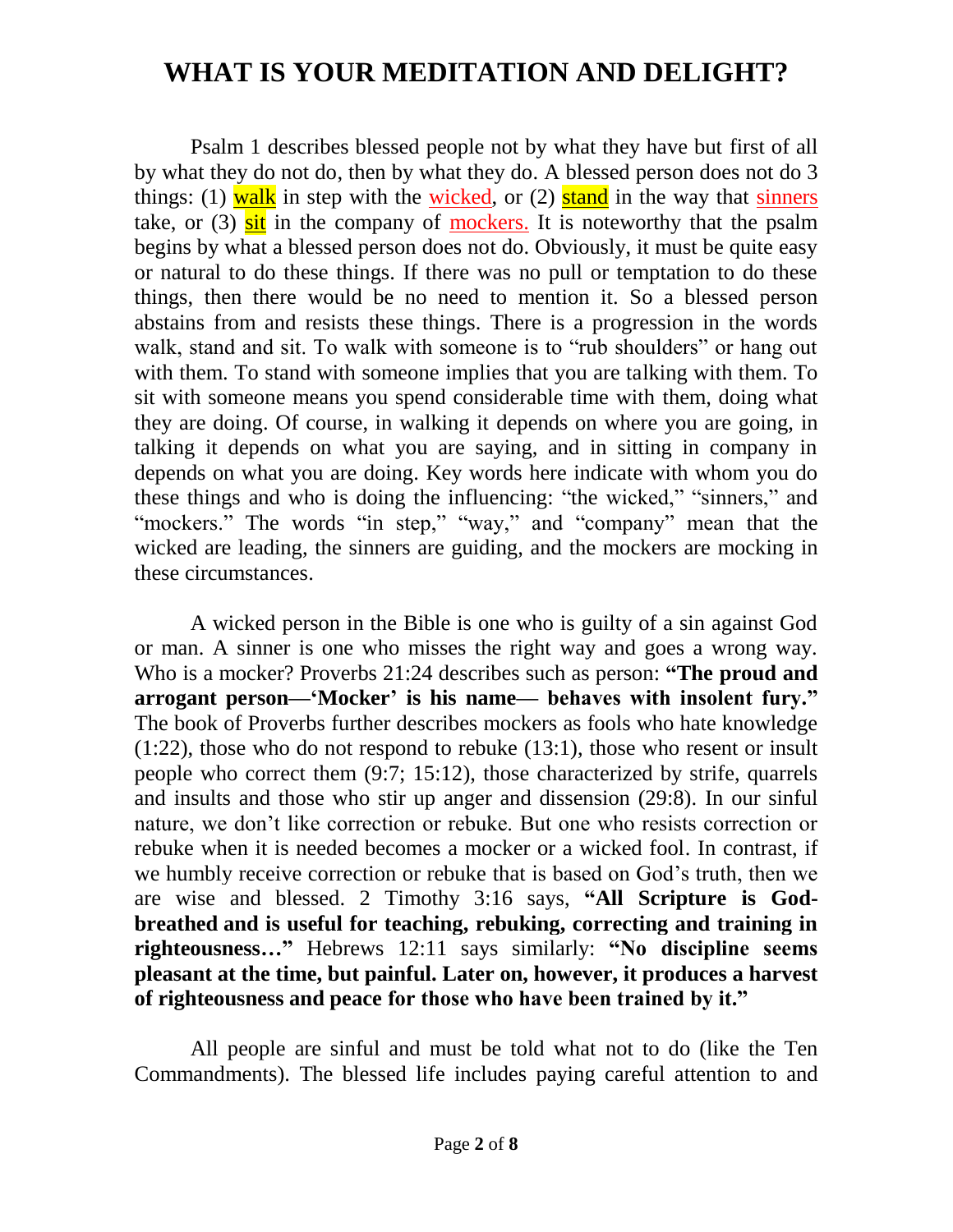# WHAT IS YOUR MEDITATION AND DELIGHT?

Psalm 1 describes blessed people not by what they have but first of all by what they do not do, then by what they do. A blessed person does not do 3 things: (1) walk in step with the wicked, or (2) stand in the way that sinners take, or (3) sit in the company of mockers. It is noteworthy that the psalm begins by what a blessed person does not do. Obviously, it must be quite easy or natural to do these things. If there was no pull or temptation to do these things, then there would be no need to mention it. So a blessed person abstains from and resists these things. There is a progression in the words walk, stand and sit. To walk with someone is to "rub shoulders" or hang out with them. To stand with someone implies that you are talking with them. To sit with someone means you spend considerable time with them, doing what they are doing. Of course, in walking it depends on where you are going, in talking it depends on what you are saying, and in sitting in company in depends on what you are doing. Key words here indicate with whom you do these things and who is doing the influencing: "the wicked," "sinners," and "mockers." The words "in step," "way," and "company" mean that the wicked are leading, the sinners are guiding, and the mockers are mocking in these circumstances.

A wicked person in the Bible is one who is guilty of a sin against God or man. A sinner is one who misses the right way and goes a wrong way. Who is a mocker? Proverbs 21:24 describes such as person: **"The proud and arrogant person—'Mocker' is his name— behaves with insolent fury."** The book of Proverbs further describes mockers as fools who hate knowledge (1:22), those who do not respond to rebuke (13:1), those who resent or insult people who correct them (9:7; 15:12), those characterized by strife, quarrels and insults and those who stir up anger and dissension (29:8). In our sinful nature, we don't like correction or rebuke. But one who resists correction or rebuke when it is needed becomes a mocker or a wicked fool. In contrast, if we humbly receive correction or rebuke that is based on God's truth, then we are wise and blessed. 2 Timothy 3:16 says, **"All Scripture is God-breathed and is useful for teaching, rebuking, correcting and training in righteousness…"** Hebrews 12:11 says similarly: **"No discipline seems pleasant at the time, but painful. Later on, however, it produces a harvest of righteousness and peace for those who have been trained by it."**

All people are sinful and must be told what not to do (like the Ten Commandments). The blessed life includes paying careful attention to and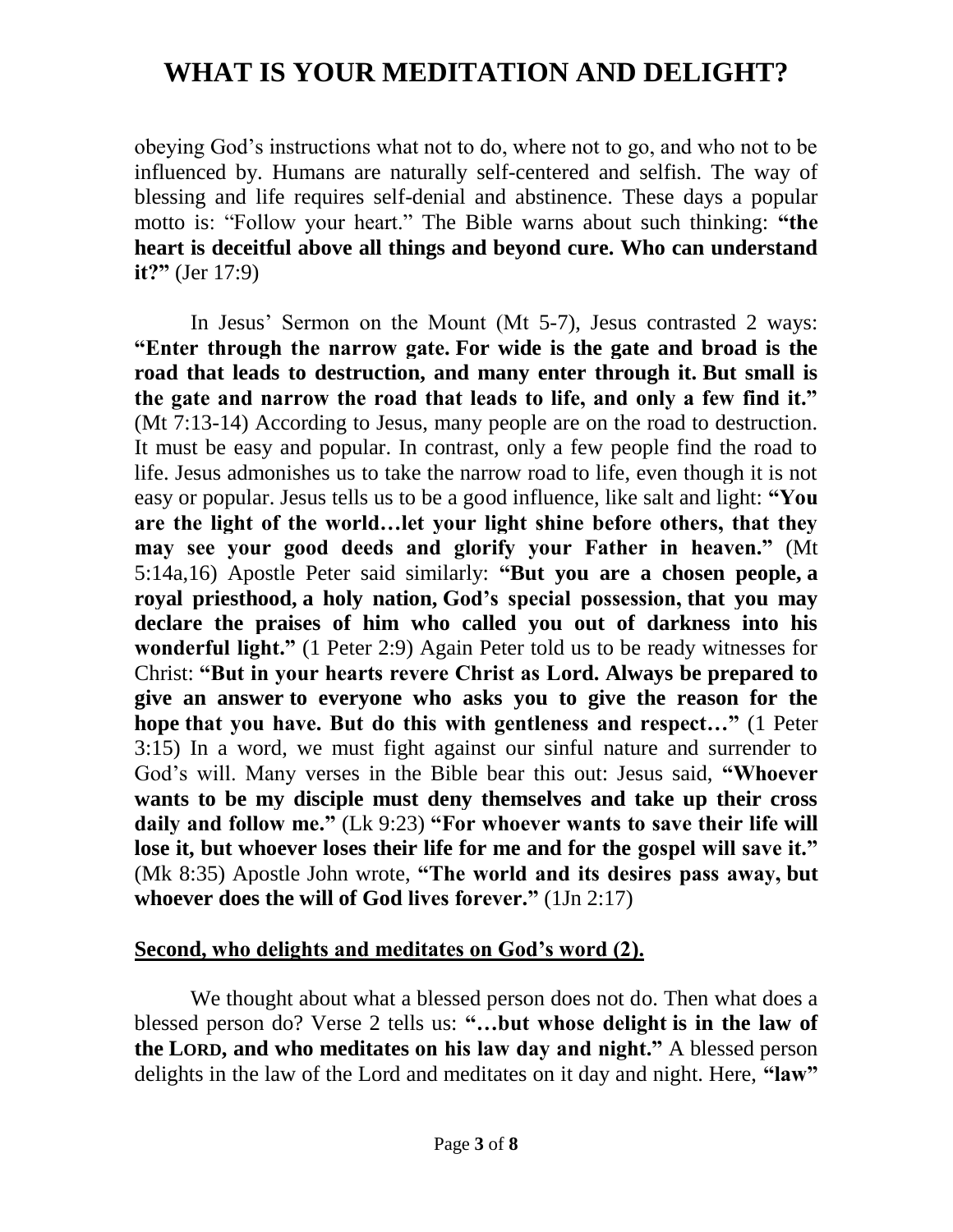obeying God's instructions what not to do, where not to go, and who not to be influenced by. Humans are naturally self-centered and selfish. The way of blessing and life requires self-denial and abstinence. These days a popular motto is: "Follow your heart." The Bible warns about such thinking: **"the heart is deceitful above all things and beyond cure. Who can understand it?"** (Jer 17:9)

In Jesus' Sermon on the Mount (Mt 5-7), Jesus contrasted 2 ways: **"Enter through the narrow gate. For wide is the gate and broad is the road that leads to destruction, and many enter through it. But small is the gate and narrow the road that leads to life, and only a few find it."** (Mt 7:13-14) According to Jesus, many people are on the road to destruction. It must be easy and popular. In contrast, only a few people find the road to life. Jesus admonishes us to take the narrow road to life, even though it is not easy or popular. Jesus tells us to be a good influence, like salt and light: **"You are the light of the world…let your light shine before others, that they may see your good deeds and glorify your Father in heaven."** (Mt 5:14a,16) Apostle Peter said similarly: **"But you are a chosen people, a royal priesthood, a holy nation, God's special possession, that you may declare the praises of him who called you out of darkness into his wonderful light."** (1 Peter 2:9) Again Peter told us to be ready witnesses for Christ: **"But in your hearts revere Christ as Lord. Always be prepared to give an answer to everyone who asks you to give the reason for the hope that you have. But do this with gentleness and respect…"** (1 Peter 3:15) In a word, we must fight against our sinful nature and surrender to God's will. Many verses in the Bible bear this out: Jesus said, **"Whoever wants to be my disciple must deny themselves and take up their cross daily and follow me."** (Lk 9:23) **"For whoever wants to save their life will lose it, but whoever loses their life for me and for the gospel will save it."** (Mk 8:35) Apostle John wrote, **"The world and its desires pass away, but whoever does the will of God lives forever."** (1Jn 2:17)

**Second, who delights and meditates on God's word (2).**

We thought about what a blessed person does not do. Then what does a blessed person do? Verse 2 tells us: **"…but whose delight is in the law of the LORD, and who meditates on his law day and night."** A blessed person delights in the law of the Lord and meditates on it day and night. Here, **"law"**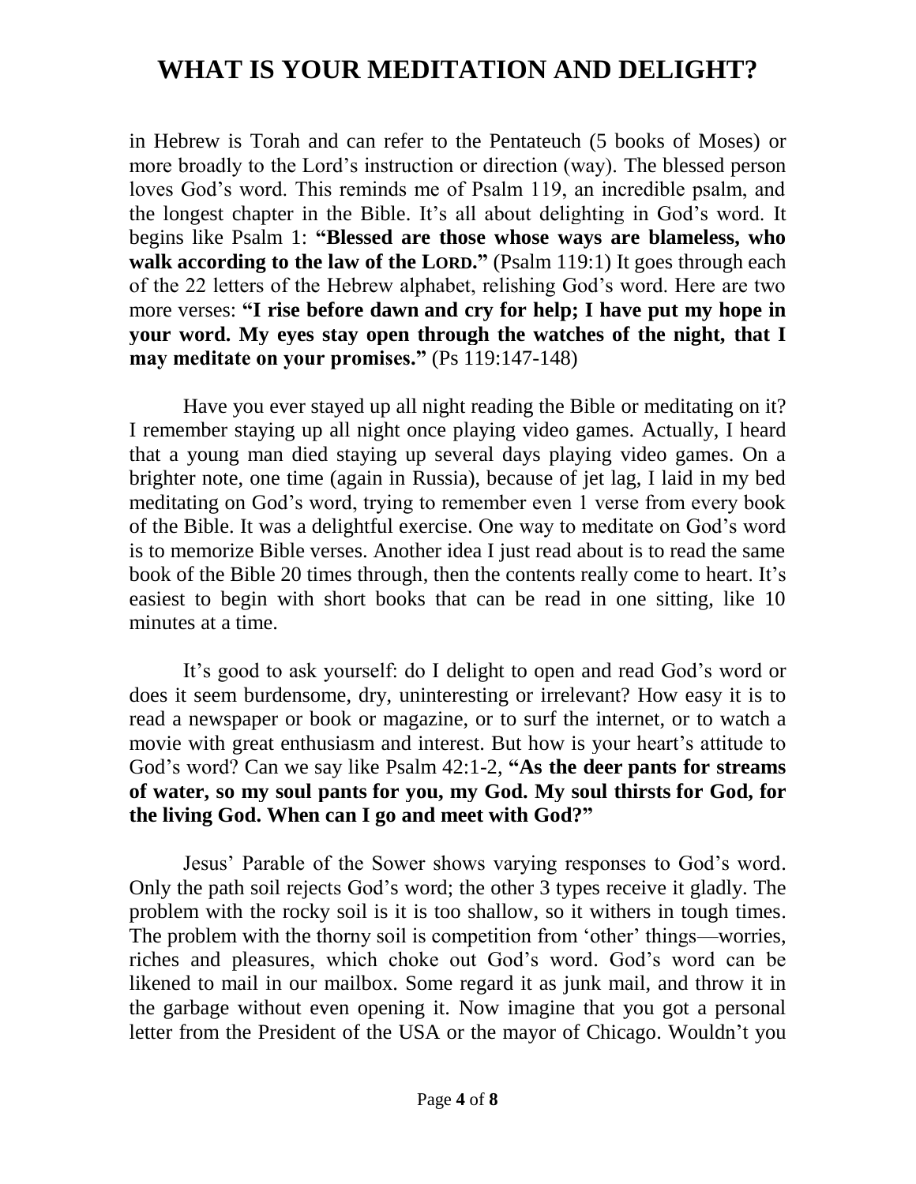in Hebrew is Torah and can refer to the Pentateuch (5 books of Moses) or more broadly to the Lord's instruction or direction (way). The blessed person loves God's word. This reminds me of Psalm 119, an incredible psalm, and the longest chapter in the Bible. It's all about delighting in God's word. It begins like Psalm 1: **"Blessed are those whose ways are blameless, who walk according to the law of the LORD."** (Psalm 119:1) It goes through each of the 22 letters of the Hebrew alphabet, relishing God's word. Here are two more verses: **"I rise before dawn and cry for help; I have put my hope in your word. My eyes stay open through the watches of the night, that I may meditate on your promises."** (Ps 119:147-148)

Have you ever stayed up all night reading the Bible or meditating on it? I remember staying up all night once playing video games. Actually, I heard that a young man died staying up several days playing video games. On a brighter note, one time (again in Russia), because of jet lag, I laid in my bed meditating on God's word, trying to remember even 1 verse from every book of the Bible. It was a delightful exercise. One way to meditate on God's word is to memorize Bible verses. Another idea I just read about is to read the same book of the Bible 20 times through, then the contents really come to heart. It's easiest to begin with short books that can be read in one sitting, like 10 minutes at a time.

It's good to ask yourself: do I delight to open and read God's word or does it seem burdensome, dry, uninteresting or irrelevant? How easy it is to read a newspaper or book or magazine, or to surf the internet, or to watch a movie with great enthusiasm and interest. But how is your heart's attitude to God's word? Can we say like Psalm 42:1-2, **"As the deer pants for streams of water, so my soul pants for you, my God. My soul thirsts for God, for the living God. When can I go and meet with God?"**

Jesus' Parable of the Sower shows varying responses to God's word. Only the path soil rejects God's word; the other 3 types receive it gladly. The problem with the rocky soil is it is too shallow, so it withers in tough times. The problem with the thorny soil is competition from 'other' things—worries, riches and pleasures, which choke out God's word. God's word can be likened to mail in our mailbox. Some regard it as junk mail, and throw it in the garbage without even opening it. Now imagine that you got a personal letter from the President of the USA or the mayor of Chicago. Wouldn't you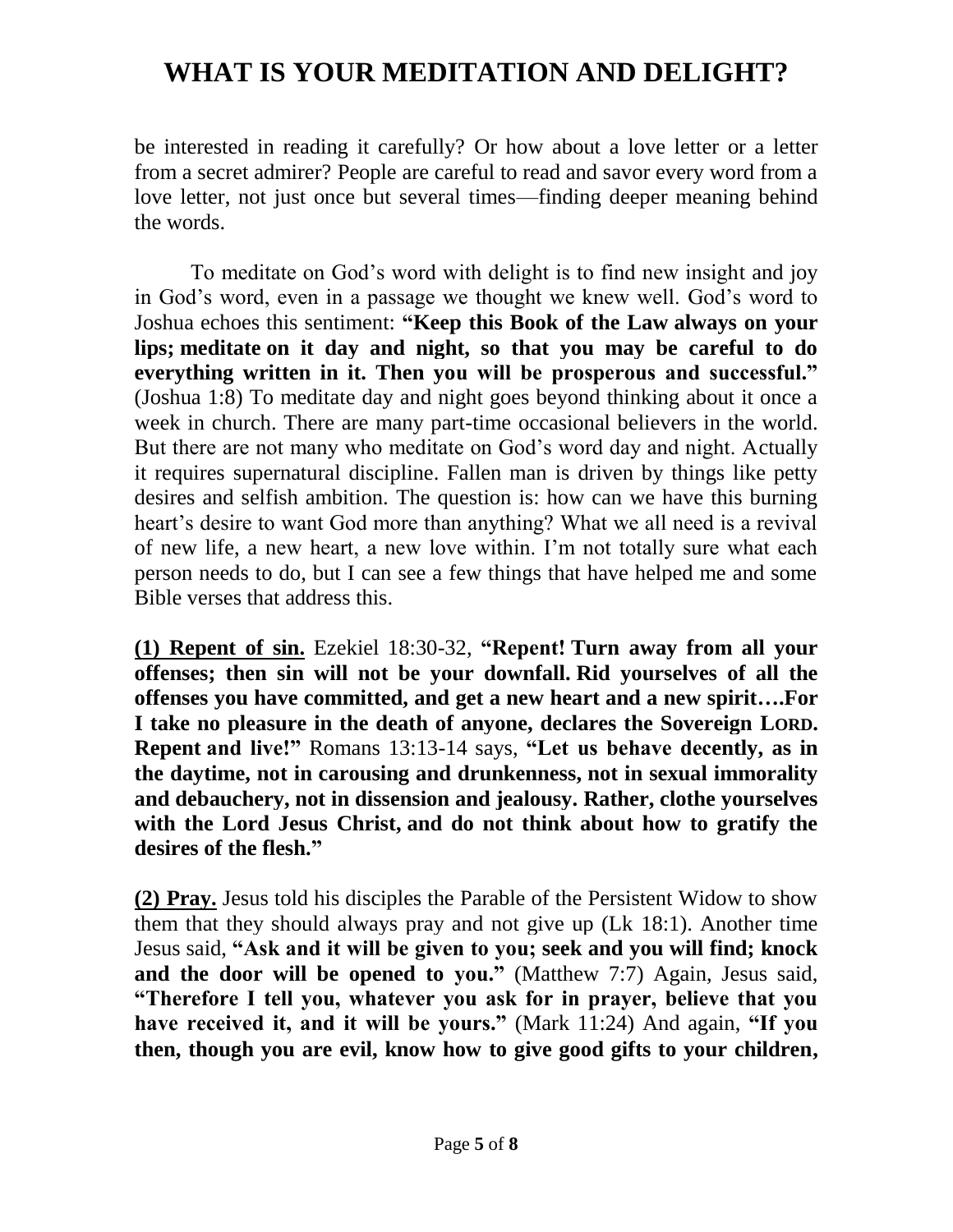be interested in reading it carefully? Or how about a love letter or a letter from a secret admirer? People are careful to read and savor every word from a love letter, not just once but several times—finding deeper meaning behind the words.

To meditate on God's word with delight is to find new insight and joy in God's word, even in a passage we thought we knew well. God's word to Joshua echoes this sentiment: **"Keep this Book of the Law always on your lips; meditate on it day and night, so that you may be careful to do everything written in it. Then you will be prosperous and successful."** (Joshua 1:8) To meditate day and night goes beyond thinking about it once a week in church. There are many part-time occasional believers in the world. But there are not many who meditate on God's word day and night. Actually it requires supernatural discipline. Fallen man is driven by things like petty desires and selfish ambition. The question is: how can we have this burning heart's desire to want God more than anything? What we all need is a revival of new life, a new heart, a new love within. I'm not totally sure what each person needs to do, but I can see a few things that have helped me and some Bible verses that address this.

**(1) Repent of sin.** Ezekiel 18:30-32, **"Repent! Turn away from all your offenses; then sin will not be your downfall. Rid yourselves of all the offenses you have committed, and get a new heart and a new spirit….For I take no pleasure in the death of anyone, declares the Sovereign LORD. Repent and live!"** Romans 13:13-14 says, **"Let us behave decently, as in the daytime, not in carousing and drunkenness, not in sexual immorality and debauchery, not in dissension and jealousy. Rather, clothe yourselves with the Lord Jesus Christ, and do not think about how to gratify the desires of the flesh."**

**(2) Pray.** Jesus told his disciples the Parable of the Persistent Widow to show them that they should always pray and not give up (Lk 18:1). Another time Jesus said, **"Ask and it will be given to you; seek and you will find; knock and the door will be opened to you."** (Matthew 7:7) Again, Jesus said, **"Therefore I tell you, whatever you ask for in prayer, believe that you have received it, and it will be yours."** (Mark 11:24) And again, **"If you then, though you are evil, know how to give good gifts to your children,**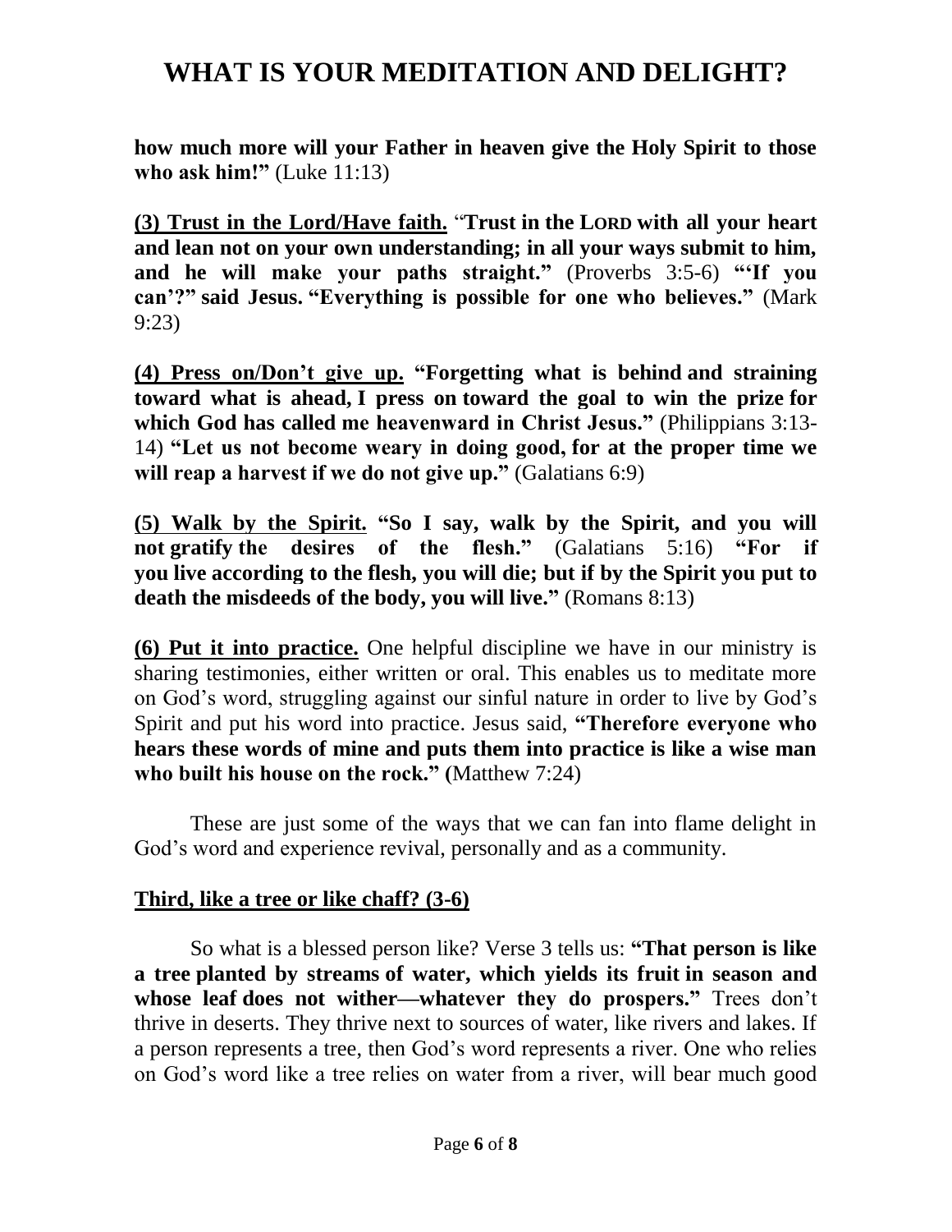**how much more will your Father in heaven give the Holy Spirit to those who ask him!"** (Luke 11:13)

**(3) Trust in the Lord/Have faith.** "**Trust in the LORD with all your heart and lean not on your own understanding; in all your ways submit to him, and he will make your paths straight."** (Proverbs 3:5-6) **"'If you can'?" said Jesus. "Everything is possible for one who believes."** (Mark 9:23)

**(4) Press on/Don't give up. "Forgetting what is behind and straining toward what is ahead, I press on toward the goal to win the prize for which God has called me heavenward in Christ Jesus."** (Philippians 3:13-14) **"Let us not become weary in doing good, for at the proper time we will reap a harvest if we do not give up."** (Galatians 6:9)

**(5) Walk by the Spirit. "So I say, walk by the Spirit, and you will not gratify the desires of the flesh."** (Galatians 5:16) **"For if you live according to the flesh, you will die; but if by the Spirit you put to death the misdeeds of the body, you will live."** (Romans 8:13)

**(6) Put it into practice.** One helpful discipline we have in our ministry is sharing testimonies, either written or oral. This enables us to meditate more on God's word, struggling against our sinful nature in order to live by God's Spirit and put his word into practice. Jesus said, **"Therefore everyone who hears these words of mine and puts them into practice is like a wise man who built his house on the rock."** (Matthew 7:24)

These are just some of the ways that we can fan into flame delight in God's word and experience revival, personally and as a community.

## Third, like a tree or like chaff? (3-6)

So what is a blessed person like? Verse 3 tells us: **"That person is like a tree planted by streams of water, which yields its fruit in season and whose leaf does not wither—whatever they do prospers."** Trees don't thrive in deserts. They thrive next to sources of water, like rivers and lakes. If a person represents a tree, then God's word represents a river. One who relies on God's word like a tree relies on water from a river, will bear much good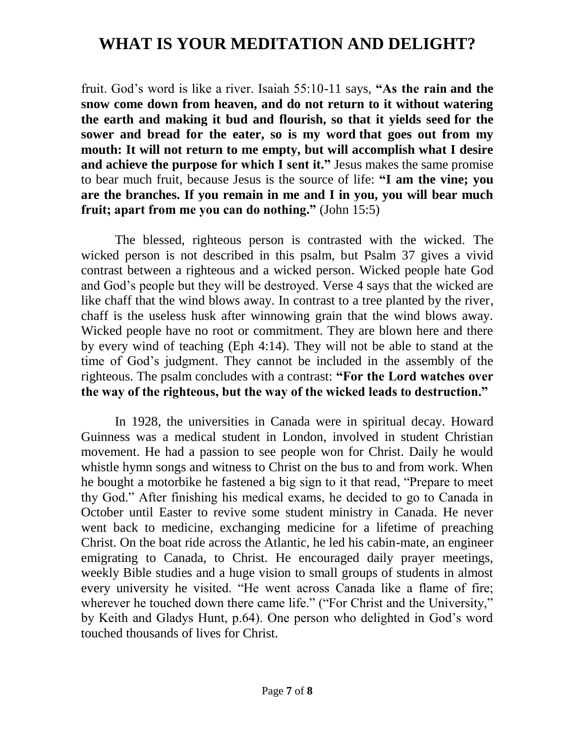fruit. God's word is like a river. Isaiah 55:10-11 says, **"As the rain and the snow come down from heaven, and do not return to it without watering the earth and making it bud and flourish, so that it yields seed for the sower and bread for the eater, so is my word that goes out from my mouth: It will not return to me empty, but will accomplish what I desire and achieve the purpose for which I sent it."** Jesus makes the same promise to bear much fruit, because Jesus is the source of life: **"I am the vine; you are the branches. If you remain in me and I in you, you will bear much fruit; apart from me you can do nothing."** (John 15:5)

The blessed, righteous person is contrasted with the wicked. The wicked person is not described in this psalm, but Psalm 37 gives a vivid contrast between a righteous and a wicked person. Wicked people hate God and God's people but they will be destroyed. Verse 4 says that the wicked are like chaff that the wind blows away. In contrast to a tree planted by the river, chaff is the useless husk after winnowing grain that the wind blows away. Wicked people have no root or commitment. They are blown here and there by every wind of teaching (Eph 4:14). They will not be able to stand at the time of God's judgment. They cannot be included in the assembly of the righteous. The psalm concludes with a contrast: **"For the Lord watches over the way of the righteous, but the way of the wicked leads to destruction."**

In 1928, the universities in Canada were in spiritual decay. Howard Guinness was a medical student in London, involved in student Christian movement. He had a passion to see people won for Christ. Daily he would whistle hymn songs and witness to Christ on the bus to and from work. When he bought a motorbike he fastened a big sign to it that read, "Prepare to meet thy God." After finishing his medical exams, he decided to go to Canada in October until Easter to revive some student ministry in Canada. He never went back to medicine, exchanging medicine for a lifetime of preaching Christ. On the boat ride across the Atlantic, he led his cabin-mate, an engineer emigrating to Canada, to Christ. He encouraged daily prayer meetings, weekly Bible studies and a huge vision to small groups of students in almost every university he visited. "He went across Canada like a flame of fire; wherever he touched down there came life." ("For Christ and the University," by Keith and Gladys Hunt, p.64). One person who delighted in God's word touched thousands of lives for Christ.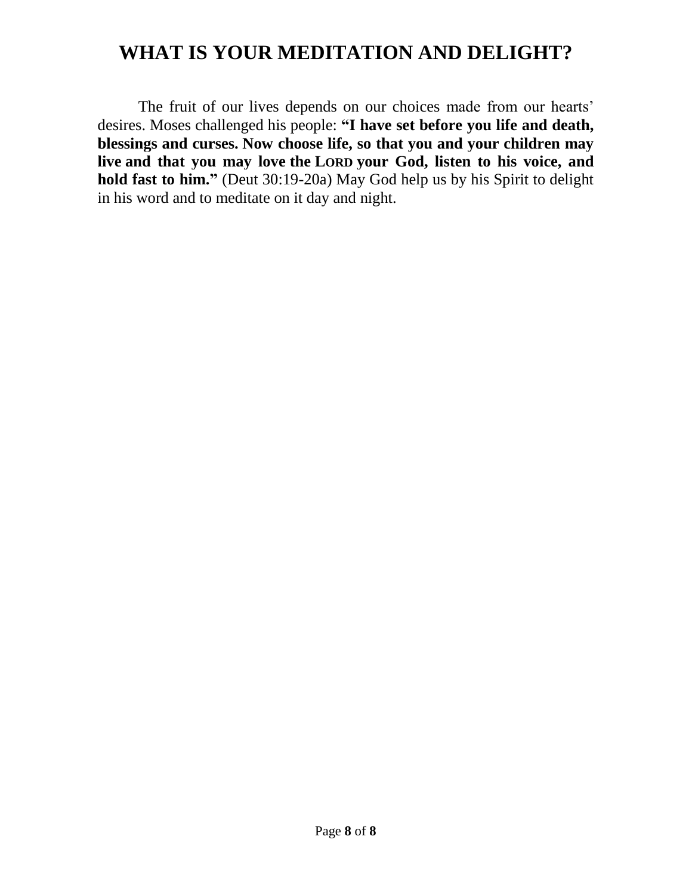# WHAT IS YOUR MEDITATION AND DELIGHT?

The fruit of our lives depends on our choices made from our hearts' desires. Moses challenged his people: **"I have set before you life and death, blessings and curses. Now choose life, so that you and your children may live and that you may love the LORD your God, listen to his voice, and hold fast to him."** (Deut 30:19-20a) May God help us by his Spirit to delight in his word and to meditate on it day and night.